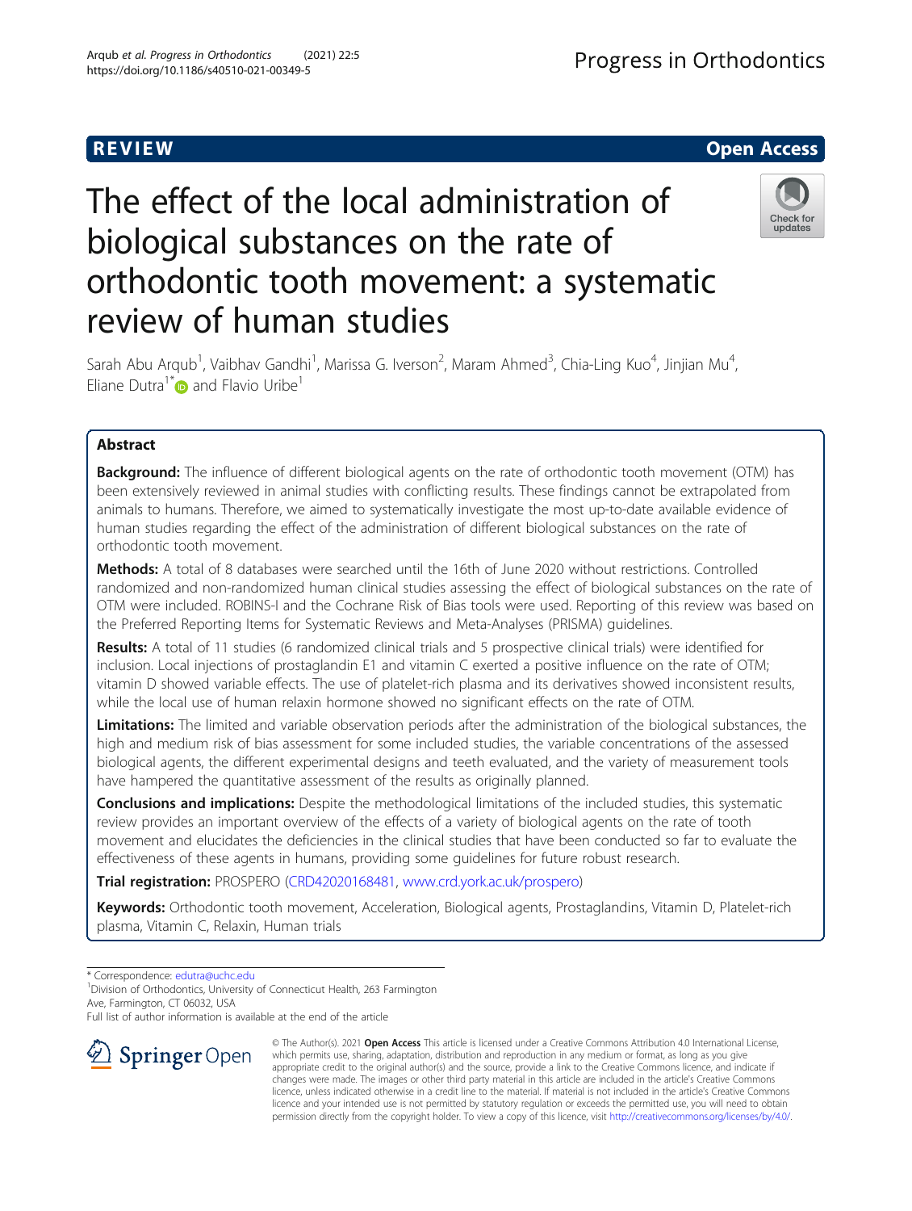REVIEW Open Access

# The effect of the local administration of biological substances on the rate of orthodontic tooth movement: a systematic review of human studies

Sarah Abu Arqub[1], Vaibhav Gandhi[1], Marissa G. Iverson[2], Maram Ahmed[3], Chia-Ling Kuo[4], Jinjian Mu[4], Eliane Dutra[1*] and Flavio Uribe[1]

## Abstract

**Background:** The influence of different biological agents on the rate of orthodontic tooth movement (OTM) has been extensively reviewed in animal studies with conflicting results. These findings cannot be extrapolated from animals to humans. Therefore, we aimed to systematically investigate the most up-to-date available evidence of human studies regarding the effect of the administration of different biological substances on the rate of orthodontic tooth movement.

**Methods:** A total of 8 databases were searched until the 16th of June 2020 without restrictions. Controlled randomized and non-randomized human clinical studies assessing the effect of biological substances on the rate of OTM were included. ROBINS-I and the Cochrane Risk of Bias tools were used. Reporting of this review was based on the Preferred Reporting Items for Systematic Reviews and Meta-Analyses (PRISMA) guidelines.

**Results:** A total of 11 studies (6 randomized clinical trials and 5 prospective clinical trials) were identified for inclusion. Local injections of prostaglandin E1 and vitamin C exerted a positive influence on the rate of OTM; vitamin D showed variable effects. The use of platelet-rich plasma and its derivatives showed inconsistent results, while the local use of human relaxin hormone showed no significant effects on the rate of OTM.

**Limitations:** The limited and variable observation periods after the administration of the biological substances, the high and medium risk of bias assessment for some included studies, the variable concentrations of the assessed biological agents, the different experimental designs and teeth evaluated, and the variety of measurement tools have hampered the quantitative assessment of the results as originally planned.

**Conclusions and implications:** Despite the methodological limitations of the included studies, this systematic review provides an important overview of the effects of a variety of biological agents on the rate of tooth movement and elucidates the deficiencies in the clinical studies that have been conducted so far to evaluate the effectiveness of these agents in humans, providing some guidelines for future robust research.

**Trial registration:** PROSPERO (CRD42020168481, www.crd.york.ac.uk/prospero)

**Keywords:** Orthodontic tooth movement, Acceleration, Biological agents, Prostaglandins, Vitamin D, Platelet-rich plasma, Vitamin C, Relaxin, Human trials

\* Correspondence: edutra@uchc.edu

[1]Division of Orthodontics, University of Connecticut Health, 263 Farmington Ave, Farmington, CT 06032, USA

Full list of author information is available at the end of the article

© The Author(s). 2021 **Open Access** This article is licensed under a Creative Commons Attribution 4.0 International License, which permits use, sharing, adaptation, distribution and reproduction in any medium or format, as long as you give appropriate credit to the original author(s) and the source, provide a link to the Creative Commons licence, and indicate if changes were made. The images or other third party material in this article are included in the article's Creative Commons licence, unless indicated otherwise in a credit line to the material. If material is not included in the article's Creative Commons licence and your intended use is not permitted by statutory regulation or exceeds the permitted use, you will need to obtain permission directly from the copyright holder. To view a copy of this licence, visit http://creativecommons.org/licenses/by/4.0/.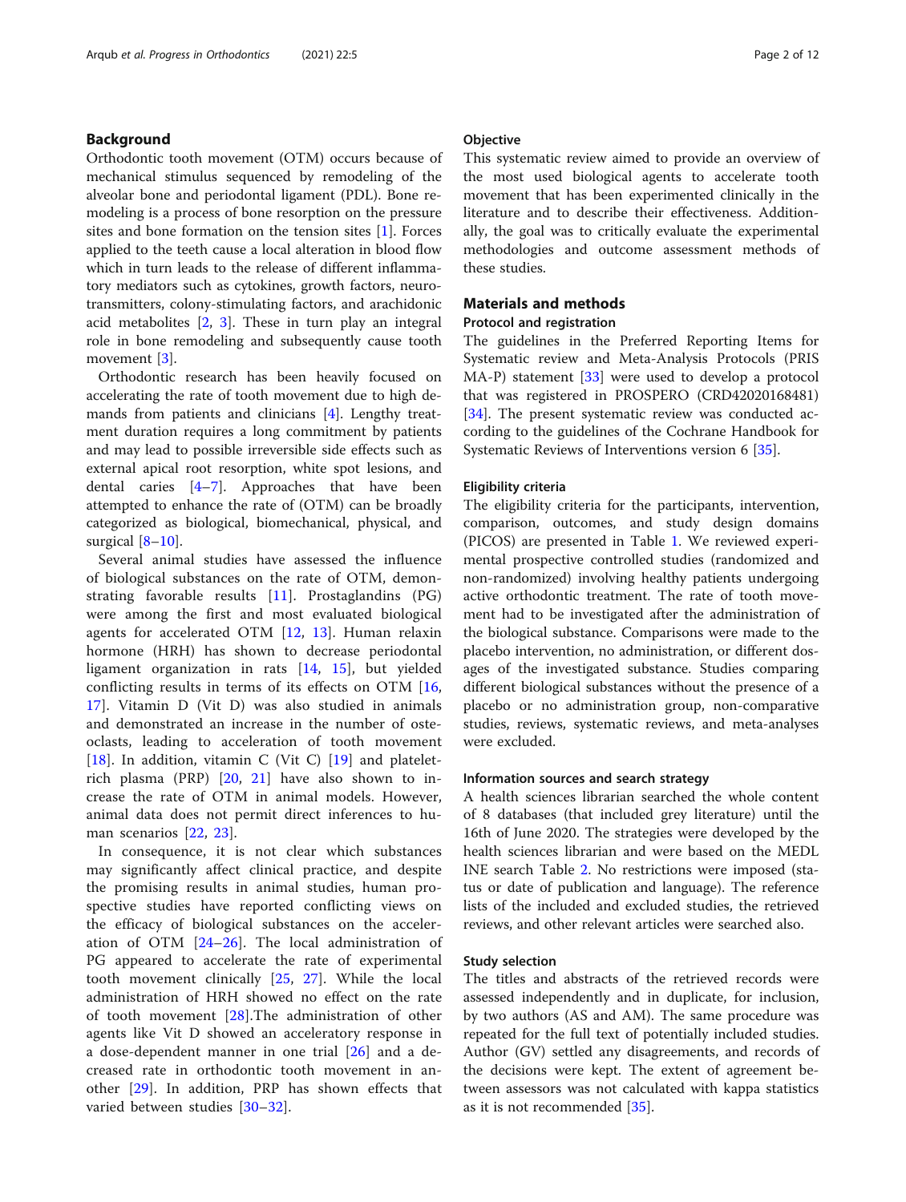## Background

Orthodontic tooth movement (OTM) occurs because of mechanical stimulus sequenced by remodeling of the alveolar bone and periodontal ligament (PDL). Bone remodeling is a process of bone resorption on the pressure sites and bone formation on the tension sites [1]. Forces applied to the teeth cause a local alteration in blood flow which in turn leads to the release of different inflammatory mediators such as cytokines, growth factors, neurotransmitters, colony-stimulating factors, and arachidonic acid metabolites [2, 3]. These in turn play an integral role in bone remodeling and subsequently cause tooth movement [3].

Orthodontic research has been heavily focused on accelerating the rate of tooth movement due to high demands from patients and clinicians [4]. Lengthy treatment duration requires a long commitment by patients and may lead to possible irreversible side effects such as external apical root resorption, white spot lesions, and dental caries [4–7]. Approaches that have been attempted to enhance the rate of (OTM) can be broadly categorized as biological, biomechanical, physical, and surgical [8–10].

Several animal studies have assessed the influence of biological substances on the rate of OTM, demonstrating favorable results [11]. Prostaglandins (PG) were among the first and most evaluated biological agents for accelerated OTM [12, 13]. Human relaxin hormone (HRH) has shown to decrease periodontal ligament organization in rats [14, 15], but yielded conflicting results in terms of its effects on OTM [16, 17]. Vitamin D (Vit D) was also studied in animals and demonstrated an increase in the number of osteoclasts, leading to acceleration of tooth movement [18]. In addition, vitamin C (Vit C) [19] and platelet-rich plasma (PRP) [20, 21] have also shown to increase the rate of OTM in animal models. However, animal data does not permit direct inferences to human scenarios [22, 23].

In consequence, it is not clear which substances may significantly affect clinical practice, and despite the promising results in animal studies, human prospective studies have reported conflicting views on the efficacy of biological substances on the acceleration of OTM [24–26]. The local administration of PG appeared to accelerate the rate of experimental tooth movement clinically [25, 27]. While the local administration of HRH showed no effect on the rate of tooth movement [28].The administration of other agents like Vit D showed an acceleratory response in a dose-dependent manner in one trial [26] and a decreased rate in orthodontic tooth movement in another [29]. In addition, PRP has shown effects that varied between studies [30–32].

### Objective

This systematic review aimed to provide an overview of the most used biological agents to accelerate tooth movement that has been experimented clinically in the literature and to describe their effectiveness. Additionally, the goal was to critically evaluate the experimental methodologies and outcome assessment methods of these studies.

## Materials and methods

### Protocol and registration

The guidelines in the Preferred Reporting Items for Systematic review and Meta-Analysis Protocols (PRISMA-P) statement [33] were used to develop a protocol that was registered in PROSPERO (CRD42020168481) [34]. The present systematic review was conducted according to the guidelines of the Cochrane Handbook for Systematic Reviews of Interventions version 6 [35].

### Eligibility criteria

The eligibility criteria for the participants, intervention, comparison, outcomes, and study design domains (PICOS) are presented in Table 1. We reviewed experimental prospective controlled studies (randomized and non-randomized) involving healthy patients undergoing active orthodontic treatment. The rate of tooth movement had to be investigated after the administration of the biological substance. Comparisons were made to the placebo intervention, no administration, or different dosages of the investigated substance. Studies comparing different biological substances without the presence of a placebo or no administration group, non-comparative studies, reviews, systematic reviews, and meta-analyses were excluded.

### Information sources and search strategy

A health sciences librarian searched the whole content of 8 databases (that included grey literature) until the 16th of June 2020. The strategies were developed by the health sciences librarian and were based on the MEDLINE search Table 2. No restrictions were imposed (status or date of publication and language). The reference lists of the included and excluded studies, the retrieved reviews, and other relevant articles were searched also.

### Study selection

The titles and abstracts of the retrieved records were assessed independently and in duplicate, for inclusion, by two authors (AS and AM). The same procedure was repeated for the full text of potentially included studies. Author (GV) settled any disagreements, and records of the decisions were kept. The extent of agreement between assessors was not calculated with kappa statistics as it is not recommended [35].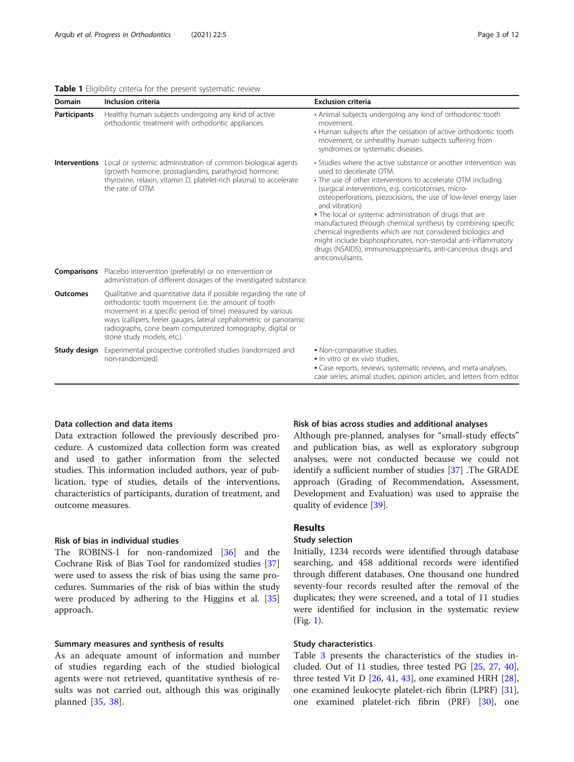**Table 1** Eligibility criteria for the present systematic review

| Domain | Inclusion criteria | Exclusion criteria |
| --- | --- | --- |
| **Participants** | Healthy human subjects undergoing any kind of active orthodontic treatment with orthodontic appliances. | • Animal subjects undergoing any kind of orthodontic tooth movement.<br>• Human subjects after the cessation of active orthodontic tooth movement, or unhealthy human subjects suffering from syndromes or systematic diseases. |
| **Interventions** | Local or systemic administration of common biological agents (growth hormone, prostaglandins, parathyroid hormone, thyroxine, relaxin, vitamin D, platelet-rich plasma) to accelerate the rate of OTM | • Studies where the active substance or another intervention was used to decelerate OTM.<br>• The use of other interventions to accelerate OTM including (surgical interventions, e.g. corticotomies, micro-osteoperforations, piezocisions, the use of low-level energy laser and vibration)<br>• The local or systemic administration of drugs that are manufactured through chemical synthesis by combining specific chemical ingredients which are not considered biologics and might include bisphosphonates, non-steroidal anti-inflammatory drugs (NSAIDS), immunosuppressants, anti-cancerous drugs and anticonvulsants. |
| **Comparisons** | Placebo intervention (preferably) or no intervention or administration of different dosages of the investigated substance. | |
| **Outcomes** | Qualitative and quantitative data if possible regarding the rate of orthodontic tooth movement (i.e. the amount of tooth movement in a specific period of time) measured by various ways (callipers, feeler gauges, lateral cephalometric or panoramic radiographs, cone beam computerized tomography, digital or stone study models, etc.). | |
| **Study design** | Experimental prospective controlled studies (randomized and non-randomized) | • Non-comparative studies.<br>• In vitro or ex vivo studies.<br>• Case reports, reviews, systematic reviews, and meta-analyses, case series, animal studies, opinion articles, and letters from editor |

### Data collection and data items

Data extraction followed the previously described procedure. A customized data collection form was created and used to gather information from the selected studies. This information included authors, year of publication, type of studies, details of the interventions, characteristics of participants, duration of treatment, and outcome measures.

### Risk of bias in individual studies

The ROBINS-I for non-randomized [36] and the Cochrane Risk of Bias Tool for randomized studies [37] were used to assess the risk of bias using the same procedures. Summaries of the risk of bias within the study were produced by adhering to the Higgins et al. [35] approach.

### Summary measures and synthesis of results

As an adequate amount of information and number of studies regarding each of the studied biological agents were not retrieved, quantitative synthesis of results was not carried out, although this was originally planned [35, 38].

### Risk of bias across studies and additional analyses

Although pre-planned, analyses for "small-study effects" and publication bias, as well as exploratory subgroup analyses, were not conducted because we could not identify a sufficient number of studies [37] .The GRADE approach (Grading of Recommendation, Assessment, Development and Evaluation) was used to appraise the quality of evidence [39].

## Results

### Study selection

Initially, 1234 records were identified through database searching, and 458 additional records were identified through different databases. One thousand one hundred seventy-four records resulted after the removal of the duplicates; they were screened, and a total of 11 studies were identified for inclusion in the systematic review (Fig. 1).

### Study characteristics

Table 3 presents the characteristics of the studies included. Out of 11 studies, three tested PG [25, 27, 40], three tested Vit D [26, 41, 43], one examined HRH [28], one examined leukocyte platelet-rich fibrin (LPRF) [31], one examined platelet-rich fibrin (PRF) [30], one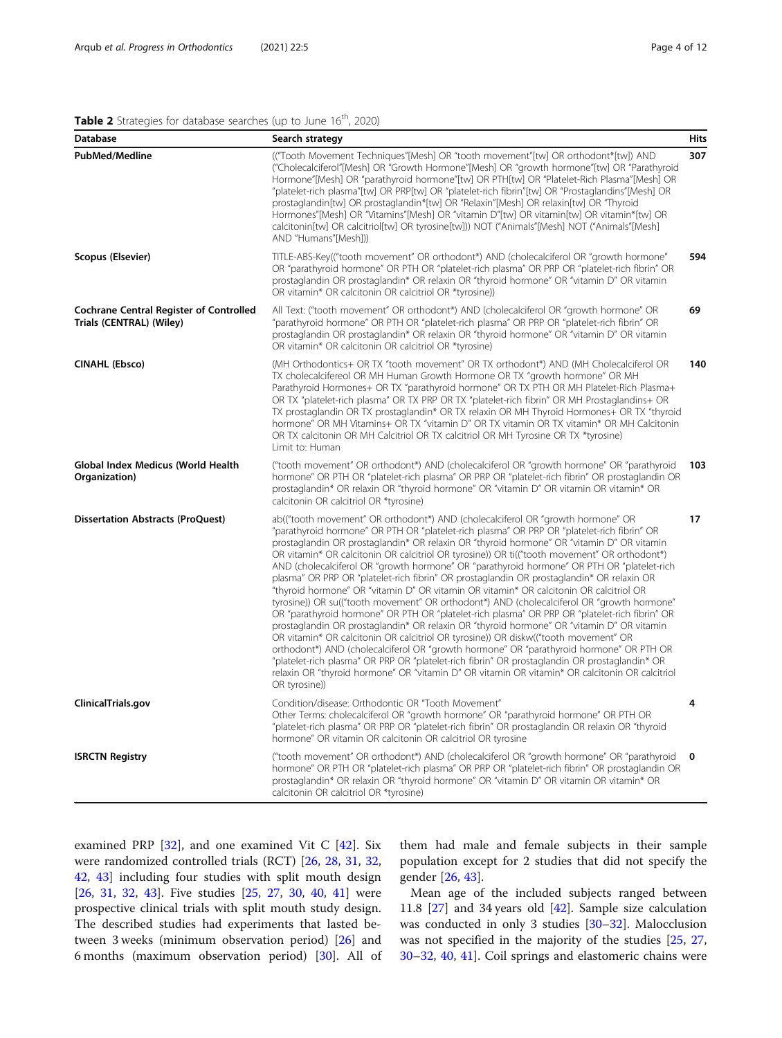**Table 2** Strategies for database searches (up to June 16th, 2020)

| Database | Search strategy | Hits |
| --- | --- | --- |
| **PubMed/Medline** | (("Tooth Movement Techniques"[Mesh] OR "tooth movement"[tw] OR orthodont*[tw]) AND ("Cholecalciferol"[Mesh] OR "Growth Hormone"[Mesh] OR "growth hormone"[tw] OR "Parathyroid Hormone"[Mesh] OR "parathyroid hormone"[tw] OR PTH[tw] OR "Platelet-Rich Plasma"[Mesh] OR "platelet-rich plasma"[tw] OR PRP[tw] OR "platelet-rich fibrin"[tw] OR "Prostaglandins"[Mesh] OR prostaglandin[tw] OR prostaglandin*[tw] OR "Relaxin"[Mesh] OR relaxin[tw] OR "Thyroid Hormones"[Mesh] OR "Vitamins"[Mesh] OR "vitamin D"[tw] OR vitamin[tw] OR vitamin*[tw] OR calcitonin[tw] OR calcitriol[tw] OR tyrosine[tw])) NOT ("Animals"[Mesh] NOT ("Animals"[Mesh] AND "Humans"[Mesh])) | 307 |
| **Scopus (Elsevier)** | TITLE-ABS-Key(("tooth movement" OR orthodont*) AND (cholecalciferol OR "growth hormone" OR "parathyroid hormone" OR PTH OR "platelet-rich plasma" OR PRP OR "platelet-rich fibrin" OR prostaglandin OR prostaglandin* OR relaxin OR "thyroid hormone" OR "vitamin D" OR vitamin OR vitamin* OR calcitonin OR calcitriol OR *tyrosine)) | 594 |
| **Cochrane Central Register of Controlled Trials (CENTRAL) (Wiley)** | All Text: ("tooth movement" OR orthodont*) AND (cholecalciferol OR "growth hormone" OR "parathyroid hormone" OR PTH OR "platelet-rich plasma" OR PRP OR "platelet-rich fibrin" OR prostaglandin OR prostaglandin* OR relaxin OR "thyroid hormone" OR "vitamin D" OR vitamin OR vitamin* OR calcitonin OR calcitriol OR *tyrosine) | 69 |
| **CINAHL (Ebsco)** | (MH Orthodontics+ OR TX "tooth movement" OR TX orthodont*) AND (MH Cholecalciferol OR TX cholecalcifereol OR MH Human Growth Hormone OR TX "growth hormone" OR MH Parathyroid Hormones+ OR TX "parathyroid hormone" OR TX PTH OR MH Platelet-Rich Plasma+ OR TX "platelet-rich plasma" OR TX PRP OR TX "platelet-rich fibrin" OR MH Prostaglandins+ OR TX prostaglandin OR TX prostaglandin* OR TX relaxin OR MH Thyroid Hormones+ OR TX "thyroid hormone" OR MH Vitamins+ OR TX "vitamin D" OR TX vitamin OR TX vitamin* OR MH Calcitonin OR TX calcitonin OR MH Calcitriol OR TX calcitriol OR MH Tyrosine OR TX *tyrosine) Limit to: Human | 140 |
| **Global Index Medicus (World Health Organization)** | ("tooth movement" OR orthodont*) AND (cholecalciferol OR "growth hormone" OR "parathyroid hormone" OR PTH OR "platelet-rich plasma" OR PRP OR "platelet-rich fibrin" OR prostaglandin OR prostaglandin* OR relaxin OR "thyroid hormone" OR "vitamin D" OR vitamin OR vitamin* OR calcitonin OR calcitriol OR *tyrosine) | 103 |
| **Dissertation Abstracts (ProQuest)** | ab(("tooth movement" OR orthodont*) AND (cholecalciferol OR "growth hormone" OR "parathyroid hormone" OR PTH OR "platelet-rich plasma" OR PRP OR "platelet-rich fibrin" OR prostaglandin OR prostaglandin* OR relaxin OR "thyroid hormone" OR "vitamin D" OR vitamin OR vitamin* OR calcitonin OR calcitriol OR tyrosine)) OR ti(("tooth movement" OR orthodont*) AND (cholecalciferol OR "growth hormone" OR "parathyroid hormone" OR PTH OR "platelet-rich plasma" OR PRP OR "platelet-rich fibrin" OR prostaglandin OR prostaglandin* OR relaxin OR "thyroid hormone" OR "vitamin D" OR vitamin OR vitamin* OR calcitonin OR calcitriol OR tyrosine)) OR su(("tooth movement" OR orthodont*) AND (cholecalciferol OR "growth hormone" OR "parathyroid hormone" OR PTH OR "platelet-rich plasma" OR PRP OR "platelet-rich fibrin" OR prostaglandin OR prostaglandin* OR relaxin OR "thyroid hormone" OR "vitamin D" OR vitamin OR vitamin* OR calcitonin OR calcitriol OR tyrosine)) OR diskw(("tooth movement" OR orthodont*) AND (cholecalciferol OR "growth hormone" OR "parathyroid hormone" OR PTH OR "platelet-rich plasma" OR PRP OR "platelet-rich fibrin" OR prostaglandin OR prostaglandin* OR relaxin OR "thyroid hormone" OR "vitamin D" OR vitamin OR vitamin* OR calcitonin OR calcitriol OR tyrosine)) | 17 |
| **ClinicalTrials.gov** | Condition/disease: Orthodontic OR "Tooth Movement" Other Terms: cholecalciferol OR "growth hormone" OR "parathyroid hormone" OR PTH OR "platelet-rich plasma" OR PRP OR "platelet-rich fibrin" OR prostaglandin OR relaxin OR "thyroid hormone" OR vitamin OR calcitonin OR calcitriol OR tyrosine | 4 |
| **ISRCTN Registry** | ("tooth movement" OR orthodont*) AND (cholecalciferol OR "growth hormone" OR "parathyroid hormone" OR PTH OR "platelet-rich plasma" OR PRP OR "platelet-rich fibrin" OR prostaglandin OR prostaglandin* OR relaxin OR "thyroid hormone" OR "vitamin D" OR vitamin OR vitamin* OR calcitonin OR calcitriol OR *tyrosine) | 0 |

examined PRP [32], and one examined Vit C [42]. Six were randomized controlled trials (RCT) [26, 28, 31, 32, 42, 43] including four studies with split mouth design [26, 31, 32, 43]. Five studies [25, 27, 30, 40, 41] were prospective clinical trials with split mouth study design. The described studies had experiments that lasted between 3 weeks (minimum observation period) [26] and 6 months (maximum observation period) [30]. All of them had male and female subjects in their sample population except for 2 studies that did not specify the gender [26, 43].

Mean age of the included subjects ranged between 11.8 [27] and 34 years old [42]. Sample size calculation was conducted in only 3 studies [30–32]. Malocclusion was not specified in the majority of the studies [25, 27, 30–32, 40, 41]. Coil springs and elastomeric chains were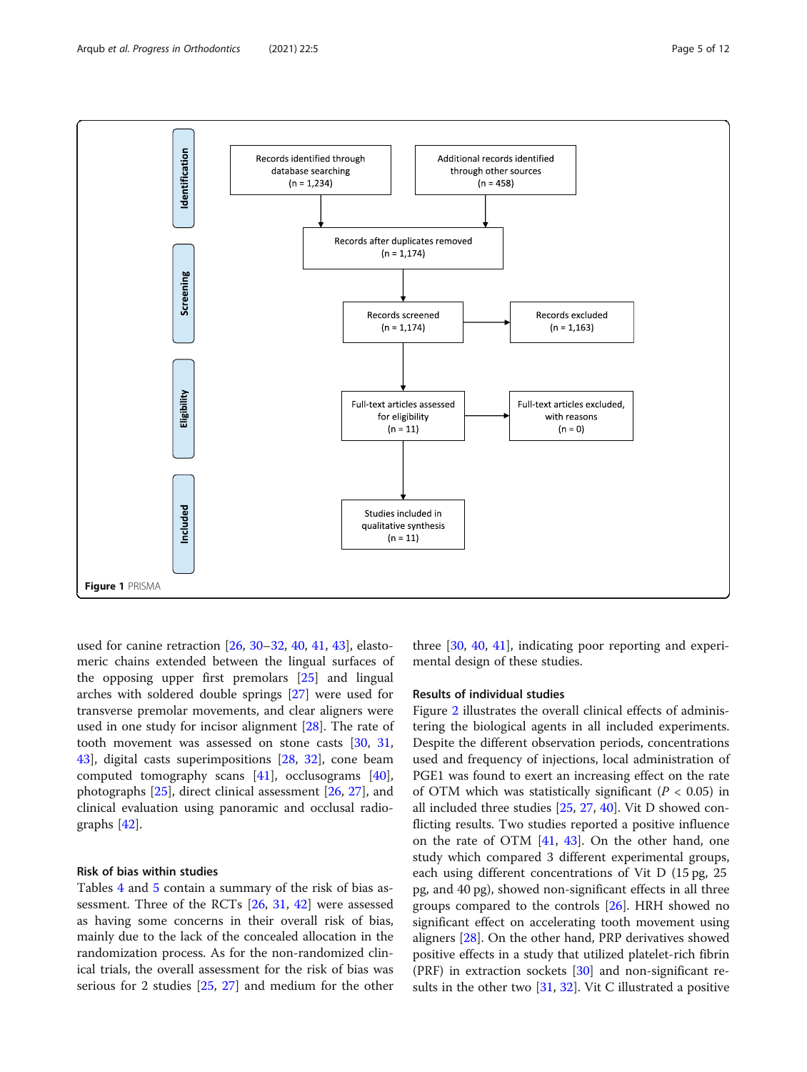Figure 1 PRISMA

used for canine retraction [26, 30–32, 40, 41, 43], elastomeric chains extended between the lingual surfaces of the opposing upper first premolars [25] and lingual arches with soldered double springs [27] were used for transverse premolar movements, and clear aligners were used in one study for incisor alignment [28]. The rate of tooth movement was assessed on stone casts [30, 31, 43], digital casts superimpositions [28, 32], cone beam computed tomography scans [41], occlusograms [40], photographs [25], direct clinical assessment [26, 27], and clinical evaluation using panoramic and occlusal radiographs [42].

### Risk of bias within studies

Tables 4 and 5 contain a summary of the risk of bias assessment. Three of the RCTs [26, 31, 42] were assessed as having some concerns in their overall risk of bias, mainly due to the lack of the concealed allocation in the randomization process. As for the non-randomized clinical trials, the overall assessment for the risk of bias was serious for 2 studies [25, 27] and medium for the other three [30, 40, 41], indicating poor reporting and experimental design of these studies.

### Results of individual studies

Figure 2 illustrates the overall clinical effects of administering the biological agents in all included experiments. Despite the different observation periods, concentrations used and frequency of injections, local administration of PGE1 was found to exert an increasing effect on the rate of OTM which was statistically significant ($P < 0.05$) in all included three studies [25, 27, 40]. Vit D showed conflicting results. Two studies reported a positive influence on the rate of OTM [41, 43]. On the other hand, one study which compared 3 different experimental groups, each using different concentrations of Vit D (15 pg, 25 pg, and 40 pg), showed non-significant effects in all three groups compared to the controls [26]. HRH showed no significant effect on accelerating tooth movement using aligners [28]. On the other hand, PRP derivatives showed positive effects in a study that utilized platelet-rich fibrin (PRF) in extraction sockets [30] and non-significant results in the other two [31, 32]. Vit C illustrated a positive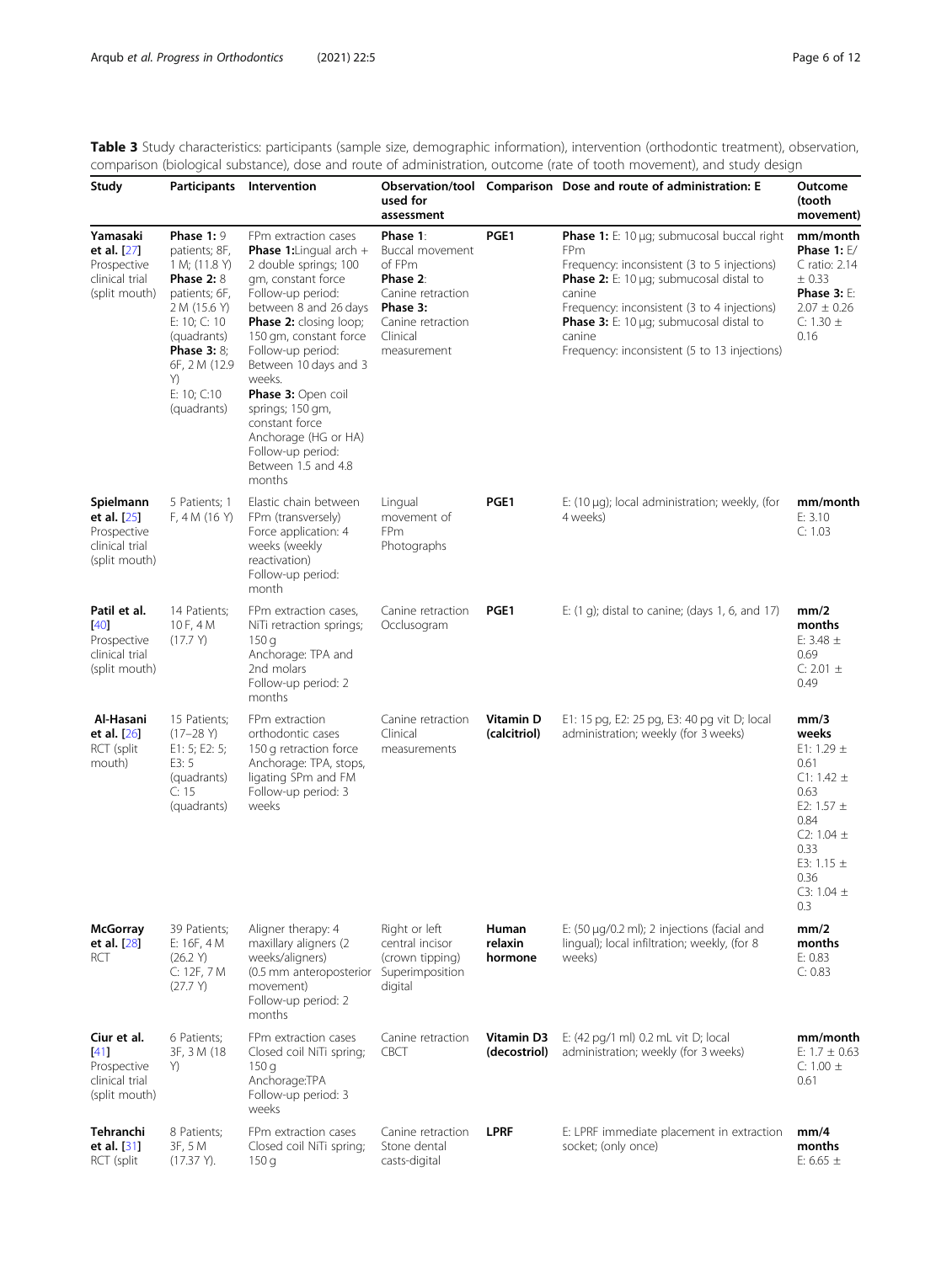**Table 3** Study characteristics: participants (sample size, demographic information), intervention (orthodontic treatment), observation, comparison (biological substance), dose and route of administration, outcome (rate of tooth movement), and study design

| Study | Participants | Intervention | Observation/tool used for assessment | Comparison | Dose and route of administration: E | Outcome (tooth movement) |
|---|---|---|---|---|---|---|
| **Yamasaki et al.** [27] Prospective clinical trial (split mouth) | **Phase 1:** 9 patients; 8F, 1 M; (11.8 Y) **Phase 2:** 8 patients; 6F, 2 M (15.6 Y) E: 10; C: 10 (quadrants) **Phase 3:** 8; 6F, 2 M (12.9 Y) E: 10; C:10 (quadrants) | FPm extraction cases **Phase 1:** Lingual arch + 2 double springs; 100 gm, constant force Follow-up period: between 8 and 26 days **Phase 2:** closing loop; 150 gm, constant force Follow-up period: Between 10 days and 3 weeks. **Phase 3:** Open coil springs; 150 gm, constant force Anchorage (HG or HA) Follow-up period: Between 1.5 and 4.8 months | **Phase 1**: Buccal movement of FPm **Phase 2**: Canine retraction **Phase 3:** Canine retraction Clinical measurement | **PGE1** | **Phase 1:** E: 10 μg; submucosal buccal right FPm Frequency: inconsistent (3 to 5 injections) **Phase 2:** E: 10 μg; submucosal distal to canine Frequency: inconsistent (3 to 4 injections) **Phase 3:** E: 10 μg; submucosal distal to canine Frequency: inconsistent (5 to 13 injections) | **mm/month** **Phase 1:** E/C ratio: 2.14 ± 0.33 **Phase 3:** E: 2.07 ± 0.26 C: 1.30 ± 0.16 |
| **Spielmann et al.** [25] Prospective clinical trial (split mouth) | 5 Patients; 1 F, 4 M (16 Y) | Elastic chain between FPm (transversely) Force application: 4 weeks (weekly reactivation) Follow-up period: month | Lingual movement of FPm Photographs | **PGE1** | E: (10 μg); local administration; weekly, (for 4 weeks) | **mm/month** E: 3.10 C: 1.03 |
| **Patil et al.** [40] Prospective clinical trial (split mouth) | 14 Patients; 10 F, 4 M (17.7 Y) | FPm extraction cases, NiTi retraction springs; 150 g Anchorage: TPA and 2nd molars Follow-up period: 2 months | Canine retraction Occlusogram | **PGE1** | E: (1 g); distal to canine; (days 1, 6, and 17) | **mm/2 months** E: 3.48 ± 0.69 C: 2.01 ± 0.49 |
| **Al-Hasani et al.** [26] RCT (split mouth) | 15 Patients; (17–28 Y) E1: 5; E2: 5; E3: 5 (quadrants) C: 15 (quadrants) | FPm extraction orthodontic cases 150 g retraction force Anchorage: TPA, stops, ligating SPm and FM Follow-up period: 3 weeks | Canine retraction Clinical measurements | **Vitamin D (calcitriol)** | E1: 15 pg, E2: 25 pg, E3: 40 pg vit D; local administration; weekly (for 3 weeks) | **mm/3 weeks** E1: 1.29 ± 0.61 C1: 1.42 ± 0.63 E2: 1.57 ± 0.84 C2: 1.04 ± 0.33 E3: 1.15 ± 0.36 C3: 1.04 ± 0.3 |
| **McGorray et al.** [28] RCT | 39 Patients; E: 16F, 4 M (26.2 Y) C: 12F, 7 M (27.7 Y) | Aligner therapy: 4 maxillary aligners (2 weeks/aligners) (0.5 mm anteroposterior movement) Follow-up period: 2 months | Right or left central incisor (crown tipping) Superimposition digital | **Human relaxin hormone** | E: (50 μg/0.2 ml); 2 injections (facial and lingual); local infiltration; weekly, (for 8 weeks) | **mm/2 months** E: 0.83 C: 0.83 |
| **Ciur et al.** [41] Prospective clinical trial (split mouth) | 6 Patients; 3F, 3 M (18 Y) | FPm extraction cases Closed coil NiTi spring; 150 g Anchorage:TPA Follow-up period: 3 weeks | Canine retraction CBCT | **Vitamin D3 (decostriol)** | E: (42 pg/1 ml) 0.2 mL vit D; local administration; weekly (for 3 weeks) | **mm/month** E: 1.7 ± 0.63 C: 1.00 ± 0.61 |
| **Tehranchi et al.** [31] RCT (split | 8 Patients; 3F, 5 M (17.37 Y). | FPm extraction cases Closed coil NiTi spring; 150 g | Canine retraction Stone dental casts-digital | **LPRF** | E: LPRF immediate placement in extraction socket; (only once) | **mm/4 months** E: 6.65 ± |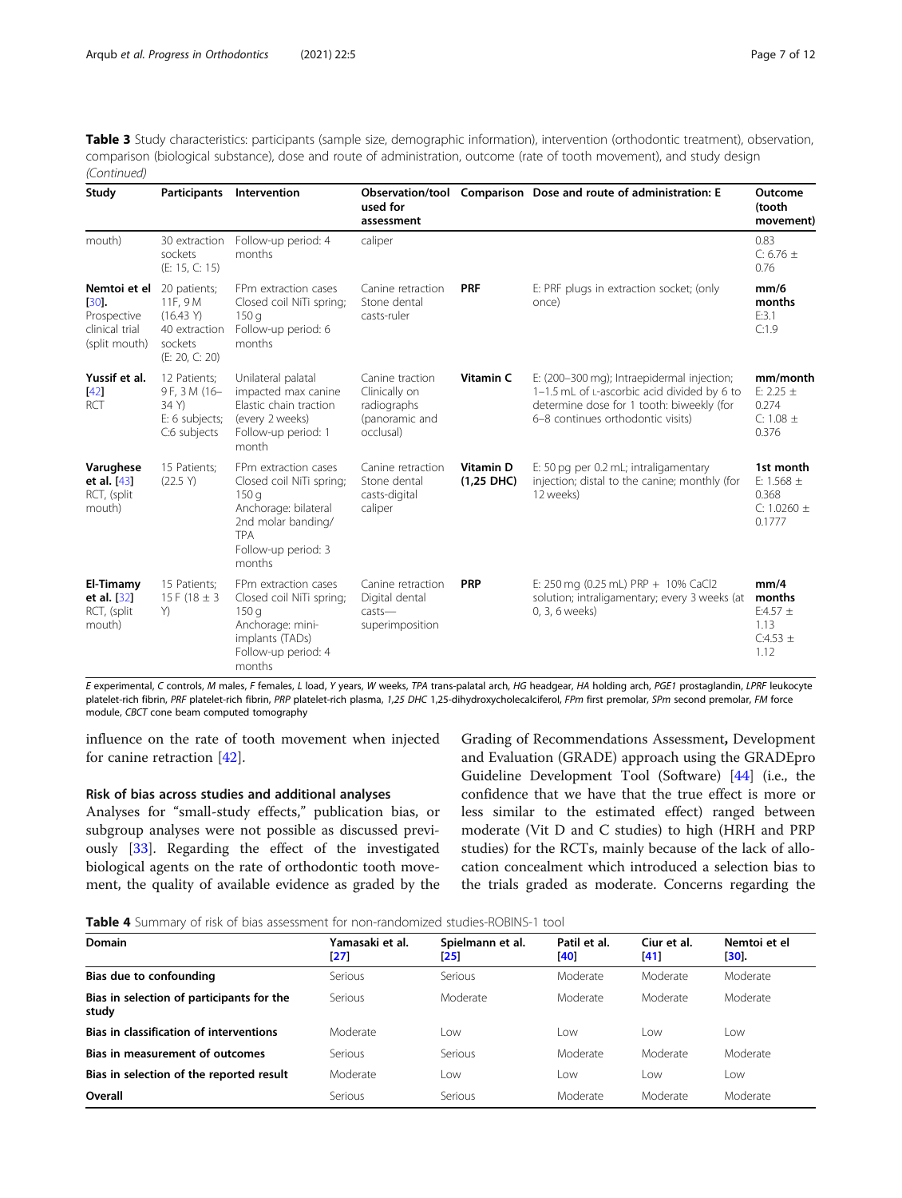**Table 3** Study characteristics: participants (sample size, demographic information), intervention (orthodontic treatment), observation, comparison (biological substance), dose and route of administration, outcome (rate of tooth movement), and study design *(Continued)*

| Study | Participants | Intervention | Observation/tool used for assessment | Comparison | Dose and route of administration: E | Outcome (tooth movement) |
|---|---|---|---|---|---|---|
| mouth) | 30 extraction sockets (E: 15, C: 15) | Follow-up period: 4 months | caliper | | | 0.83 C: 6.76 ± 0.76 |
| **Nemtoi et el [30].** Prospective clinical trial (split mouth) | 20 patients; 11F, 9 M (16.43 Y) 40 extraction sockets (E: 20, C: 20) | FPm extraction cases Closed coil NiTi spring; 150 g Follow-up period: 6 months | Canine retraction Stone dental casts-ruler | **PRF** | E: PRF plugs in extraction socket; (only once) | **mm/6 months** E:3.1 C:1.9 |
| **Yussif et al. [42]** RCT | 12 Patients; 9 F, 3 M (16–34 Y) E: 6 subjects; C:6 subjects | Unilateral palatal impacted max canine Elastic chain traction (every 2 weeks) Follow-up period: 1 month | Canine traction Clinically on radiographs (panoramic and occlusal) | **Vitamin C** | E: (200–300 mg); Intraepidermal injection; 1–1.5 mL of L-ascorbic acid divided by 6 to determine dose for 1 tooth: biweekly (for 6–8 continues orthodontic visits) | **mm/month** E: 2.25 ± 0.274 C: 1.08 ± 0.376 |
| **Varughese et al. [43]** RCT, (split mouth) | 15 Patients; (22.5 Y) | FPm extraction cases Closed coil NiTi spring; 150 g Anchorage: bilateral 2nd molar banding/ TPA Follow-up period: 3 months | Canine retraction Stone dental casts-digital caliper | **Vitamin D (1,25 DHC)** | E: 50 pg per 0.2 mL; intraligamentary injection; distal to the canine; monthly (for 12 weeks) | **1st month** E: 1.568 ± 0.368 C: 1.0260 ± 0.1777 |
| **El-Timamy et al. [32]** RCT, (split mouth) | 15 Patients; 15 F (18 ± 3 Y) | FPm extraction cases Closed coil NiTi spring; 150 g Anchorage: mini-implants (TADs) Follow-up period: 4 months | Canine retraction Digital dental casts—superimposition | **PRP** | E: 250 mg (0.25 mL) PRP + 10% CaCl2 solution; intraligamentary; every 3 weeks (at 0, 3, 6 weeks) | **mm/4 months** E:4.57 ± 1.13 C:4.53 ± 1.12 |

*E* experimental, *C* controls, *M* males, *F* females, *L* load, *Y* years, *W* weeks, *TPA* trans-palatal arch, *HG* headgear, *HA* holding arch, *PGE1* prostaglandin, *LPRF* leukocyte platelet-rich fibrin, *PRF* platelet-rich fibrin, *PRP* platelet-rich plasma, *1,25 DHC* 1,25-dihydroxycholecalciferol, *FPm* first premolar, *SPm* second premolar, *FM* force module, *CBCT* cone beam computed tomography

influence on the rate of tooth movement when injected for canine retraction [42].

### Risk of bias across studies and additional analyses

Analyses for "small-study effects," publication bias, or subgroup analyses were not possible as discussed previously [33]. Regarding the effect of the investigated biological agents on the rate of orthodontic tooth movement, the quality of available evidence as graded by the Grading of Recommendations Assessment**,** Development and Evaluation (GRADE) approach using the GRADEpro Guideline Development Tool (Software) [44] (i.e., the confidence that we have that the true effect is more or less similar to the estimated effect) ranged between moderate (Vit D and C studies) to high (HRH and PRP studies) for the RCTs, mainly because of the lack of allocation concealment which introduced a selection bias to the trials graded as moderate. Concerns regarding the

**Table 4** Summary of risk of bias assessment for non-randomized studies-ROBINS-1 tool

| Domain | Yamasaki et al. [27] | Spielmann et al. [25] | Patil et al. [40] | Ciur et al. [41] | Nemtoi et el [30]. |
|---|---|---|---|---|---|
| **Bias due to confounding** | Serious | Serious | Moderate | Moderate | Moderate |
| **Bias in selection of participants for the study** | Serious | Moderate | Moderate | Moderate | Moderate |
| **Bias in classification of interventions** | Moderate | Low | Low | Low | Low |
| **Bias in measurement of outcomes** | Serious | Serious | Moderate | Moderate | Moderate |
| **Bias in selection of the reported result** | Moderate | Low | Low | Low | Low |
| **Overall** | Serious | Serious | Moderate | Moderate | Moderate |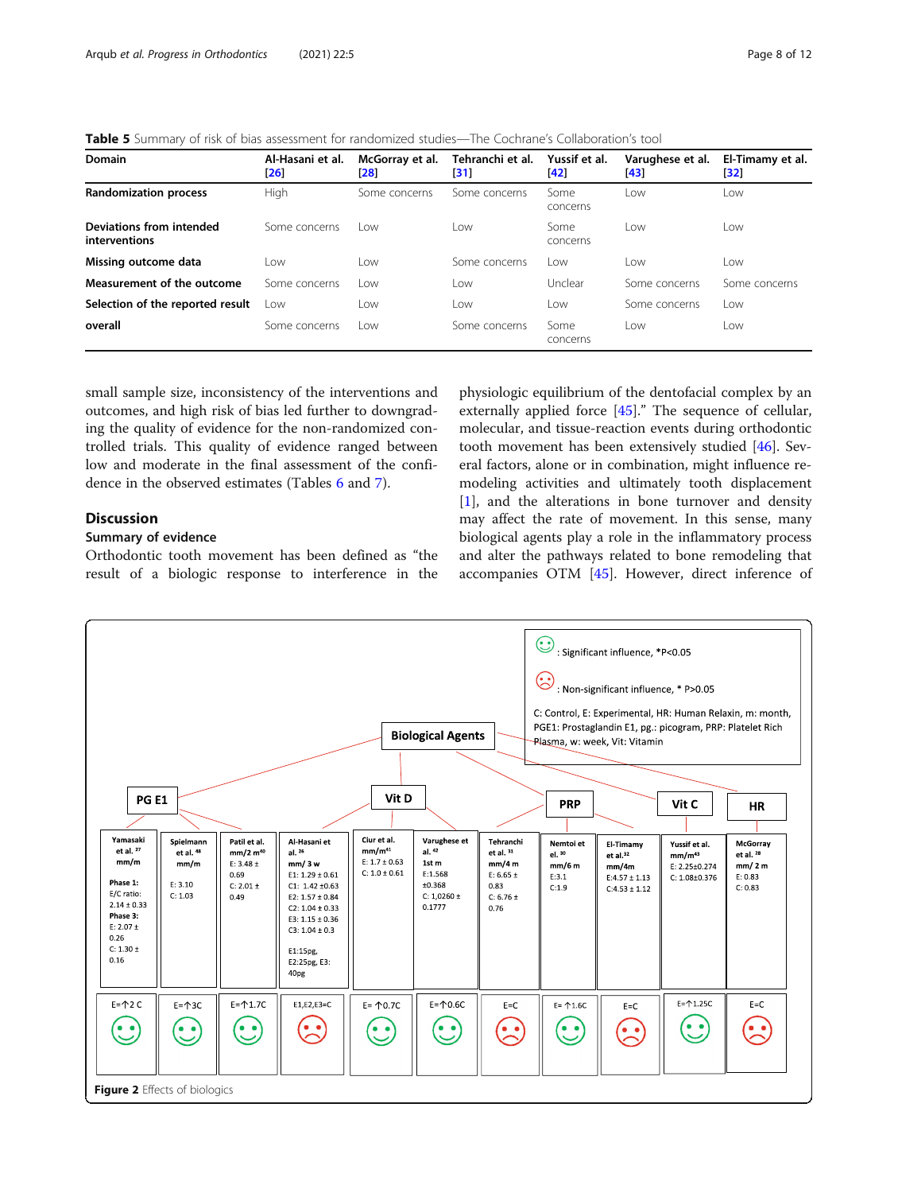**Table 5** Summary of risk of bias assessment for randomized studies—The Cochrane's Collaboration's tool

| Domain | Al-Hasani et al. [26] | McGorray et al. [28] | Tehranchi et al. [31] | Yussif et al. [42] | Varughese et al. [43] | El-Timamy et al. [32] |
|---|---|---|---|---|---|---|
| **Randomization process** | High | Some concerns | Some concerns | Some concerns | Low | Low |
| **Deviations from intended interventions** | Some concerns | Low | Low | Some concerns | Low | Low |
| **Missing outcome data** | Low | Low | Some concerns | Low | Low | Low |
| **Measurement of the outcome** | Some concerns | Low | Low | Unclear | Some concerns | Some concerns |
| **Selection of the reported result** | Low | Low | Low | Low | Some concerns | Low |
| **overall** | Some concerns | Low | Some concerns | Some concerns | Low | Low |

small sample size, inconsistency of the interventions and outcomes, and high risk of bias led further to downgrading the quality of evidence for the non-randomized controlled trials. This quality of evidence ranged between low and moderate in the final assessment of the confidence in the observed estimates (Tables 6 and 7).

## Discussion

### Summary of evidence

Orthodontic tooth movement has been defined as "the result of a biologic response to interference in the physiologic equilibrium of the dentofacial complex by an externally applied force [45]." The sequence of cellular, molecular, and tissue-reaction events during orthodontic tooth movement has been extensively studied [46]. Several factors, alone or in combination, might influence remodeling activities and ultimately tooth displacement [1], and the alterations in bone turnover and density may affect the rate of movement. In this sense, many biological agents play a role in the inflammatory process and alter the pathways related to bone remodeling that accompanies OTM [45]. However, direct inference of

**Figure 2** Effects of biologics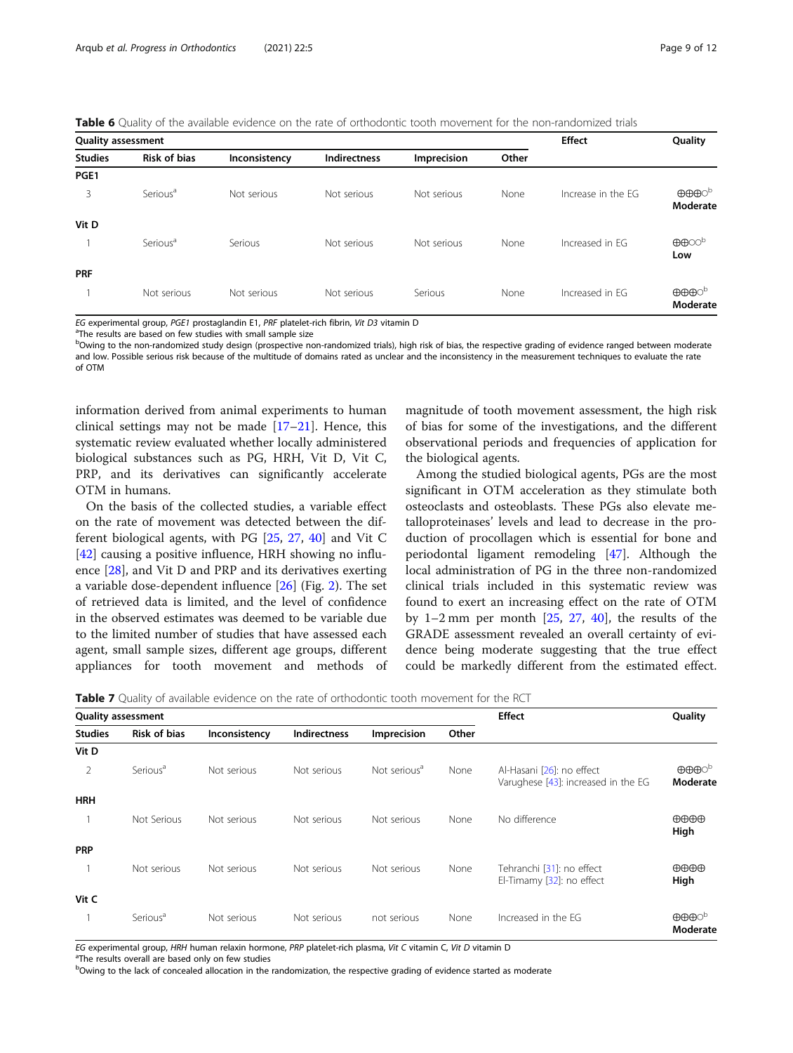**Table 6** Quality of the available evidence on the rate of orthodontic tooth movement for the non-randomized trials

| Quality assessment | | | | | | Effect | Quality |
|---|---|---|---|---|---|---|---|
| Studies | Risk of bias | Inconsistency | Indirectness | Imprecision | Other | | |
| **PGE1** | | | | | | | |
| 3 | Serious[a] | Not serious | Not serious | Not serious | None | Increase in the EG | ⊕⊕⊕○[b] **Moderate** |
| **Vit D** | | | | | | | |
| 1 | Serious[a] | Serious | Not serious | Not serious | None | Increased in EG | ⊕⊕○○[b] **Low** |
| **PRF** | | | | | | | |
| 1 | Not serious | Not serious | Not serious | Serious | None | Increased in EG | ⊕⊕⊕○[b] **Moderate** |

*EG* experimental group, *PGE1* prostaglandin E1, *PRF* platelet-rich fibrin, *Vit D3* vitamin D
[a]The results are based on few studies with small sample size
[b]Owing to the non-randomized study design (prospective non-randomized trials), high risk of bias, the respective grading of evidence ranged between moderate and low. Possible serious risk because of the multitude of domains rated as unclear and the inconsistency in the measurement techniques to evaluate the rate of OTM

information derived from animal experiments to human clinical settings may not be made [17–21]. Hence, this systematic review evaluated whether locally administered biological substances such as PG, HRH, Vit D, Vit C, PRP, and its derivatives can significantly accelerate OTM in humans.

On the basis of the collected studies, a variable effect on the rate of movement was detected between the different biological agents, with PG [25, 27, 40] and Vit C [42] causing a positive influence, HRH showing no influence [28], and Vit D and PRP and its derivatives exerting a variable dose-dependent influence [26] (Fig. 2). The set of retrieved data is limited, and the level of confidence in the observed estimates was deemed to be variable due to the limited number of studies that have assessed each agent, small sample sizes, different age groups, different appliances for tooth movement and methods of magnitude of tooth movement assessment, the high risk of bias for some of the investigations, and the different observational periods and frequencies of application for the biological agents.

Among the studied biological agents, PGs are the most significant in OTM acceleration as they stimulate both osteoclasts and osteoblasts. These PGs also elevate metalloproteinases' levels and lead to decrease in the production of procollagen which is essential for bone and periodontal ligament remodeling [47]. Although the local administration of PG in the three non-randomized clinical trials included in this systematic review was found to exert an increasing effect on the rate of OTM by 1–2 mm per month [25, 27, 40], the results of the GRADE assessment revealed an overall certainty of evidence being moderate suggesting that the true effect could be markedly different from the estimated effect.

**Table 7** Quality of available evidence on the rate of orthodontic tooth movement for the RCT

| Quality assessment | | | | | | Effect | Quality |
|---|---|---|---|---|---|---|---|
| Studies | Risk of bias | Inconsistency | Indirectness | Imprecision | Other | | |
| **Vit D** | | | | | | | |
| 2 | Serious[a] | Not serious | Not serious | Not serious[a] | None | Al-Hasani [26]: no effect<br>Varughese [43]: increased in the EG | ⊕⊕⊕○[b] **Moderate** |
| **HRH** | | | | | | | |
| 1 | Not Serious | Not serious | Not serious | Not serious | None | No difference | ⊕⊕⊕⊕ **High** |
| **PRP** | | | | | | | |
| 1 | Not serious | Not serious | Not serious | Not serious | None | Tehranchi [31]: no effect<br>El-Timamy [32]: no effect | ⊕⊕⊕⊕ **High** |
| **Vit C** | | | | | | | |
| 1 | Serious[a] | Not serious | Not serious | not serious | None | Increased in the EG | ⊕⊕⊕○[b] **Moderate** |

*EG* experimental group, *HRH* human relaxin hormone, *PRP* platelet-rich plasma, *Vit C* vitamin C, *Vit D* vitamin D
[a]The results overall are based only on few studies
[b]Owing to the lack of concealed allocation in the randomization, the respective grading of evidence started as moderate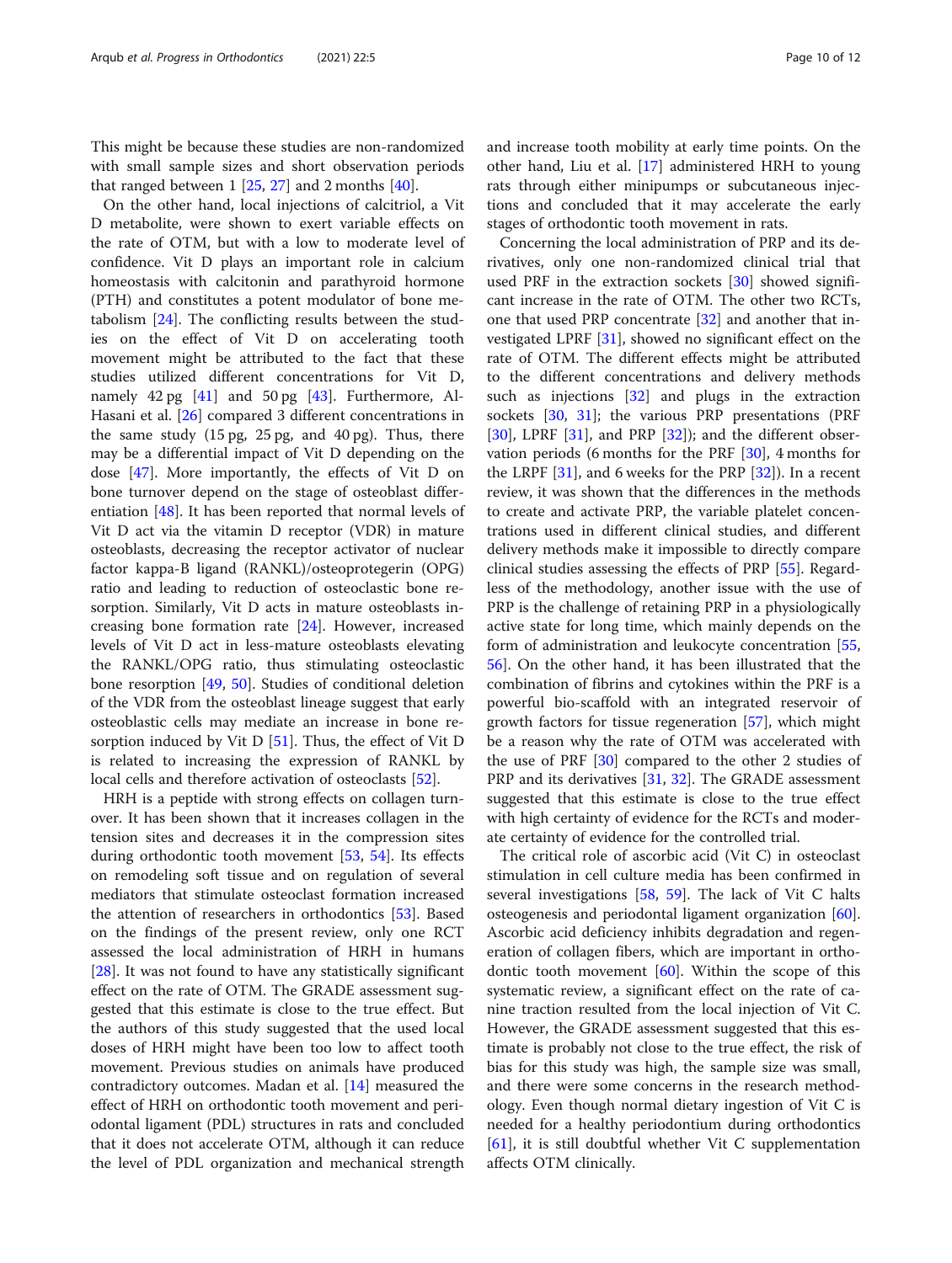This might be because these studies are non-randomized with small sample sizes and short observation periods that ranged between 1 [25, 27] and 2 months [40].

On the other hand, local injections of calcitriol, a Vit D metabolite, were shown to exert variable effects on the rate of OTM, but with a low to moderate level of confidence. Vit D plays an important role in calcium homeostasis with calcitonin and parathyroid hormone (PTH) and constitutes a potent modulator of bone metabolism [24]. The conflicting results between the studies on the effect of Vit D on accelerating tooth movement might be attributed to the fact that these studies utilized different concentrations for Vit D, namely 42 pg [41] and 50 pg [43]. Furthermore, Al-Hasani et al. [26] compared 3 different concentrations in the same study (15 pg, 25 pg, and 40 pg). Thus, there may be a differential impact of Vit D depending on the dose [47]. More importantly, the effects of Vit D on bone turnover depend on the stage of osteoblast differentiation [48]. It has been reported that normal levels of Vit D act via the vitamin D receptor (VDR) in mature osteoblasts, decreasing the receptor activator of nuclear factor kappa-B ligand (RANKL)/osteoprotegerin (OPG) ratio and leading to reduction of osteoclastic bone resorption. Similarly, Vit D acts in mature osteoblasts increasing bone formation rate [24]. However, increased levels of Vit D act in less-mature osteoblasts elevating the RANKL/OPG ratio, thus stimulating osteoclastic bone resorption [49, 50]. Studies of conditional deletion of the VDR from the osteoblast lineage suggest that early osteoblastic cells may mediate an increase in bone resorption induced by Vit D [51]. Thus, the effect of Vit D is related to increasing the expression of RANKL by local cells and therefore activation of osteoclasts [52].

HRH is a peptide with strong effects on collagen turnover. It has been shown that it increases collagen in the tension sites and decreases it in the compression sites during orthodontic tooth movement [53, 54]. Its effects on remodeling soft tissue and on regulation of several mediators that stimulate osteoclast formation increased the attention of researchers in orthodontics [53]. Based on the findings of the present review, only one RCT assessed the local administration of HRH in humans [28]. It was not found to have any statistically significant effect on the rate of OTM. The GRADE assessment suggested that this estimate is close to the true effect. But the authors of this study suggested that the used local doses of HRH might have been too low to affect tooth movement. Previous studies on animals have produced contradictory outcomes. Madan et al. [14] measured the effect of HRH on orthodontic tooth movement and periodontal ligament (PDL) structures in rats and concluded that it does not accelerate OTM, although it can reduce the level of PDL organization and mechanical strength and increase tooth mobility at early time points. On the other hand, Liu et al. [17] administered HRH to young rats through either minipumps or subcutaneous injections and concluded that it may accelerate the early stages of orthodontic tooth movement in rats.

Concerning the local administration of PRP and its derivatives, only one non-randomized clinical trial that used PRF in the extraction sockets [30] showed significant increase in the rate of OTM. The other two RCTs, one that used PRP concentrate [32] and another that investigated LPRF [31], showed no significant effect on the rate of OTM. The different effects might be attributed to the different concentrations and delivery methods such as injections [32] and plugs in the extraction sockets [30, 31]; the various PRP presentations (PRF [30], LPRF [31], and PRP [32]); and the different observation periods (6 months for the PRF [30], 4 months for the LRPF [31], and 6 weeks for the PRP [32]). In a recent review, it was shown that the differences in the methods to create and activate PRP, the variable platelet concentrations used in different clinical studies, and different delivery methods make it impossible to directly compare clinical studies assessing the effects of PRP [55]. Regardless of the methodology, another issue with the use of PRP is the challenge of retaining PRP in a physiologically active state for long time, which mainly depends on the form of administration and leukocyte concentration [55, 56]. On the other hand, it has been illustrated that the combination of fibrins and cytokines within the PRF is a powerful bio-scaffold with an integrated reservoir of growth factors for tissue regeneration [57], which might be a reason why the rate of OTM was accelerated with the use of PRF [30] compared to the other 2 studies of PRP and its derivatives [31, 32]. The GRADE assessment suggested that this estimate is close to the true effect with high certainty of evidence for the RCTs and moderate certainty of evidence for the controlled trial.

The critical role of ascorbic acid (Vit C) in osteoclast stimulation in cell culture media has been confirmed in several investigations [58, 59]. The lack of Vit C halts osteogenesis and periodontal ligament organization [60]. Ascorbic acid deficiency inhibits degradation and regeneration of collagen fibers, which are important in orthodontic tooth movement [60]. Within the scope of this systematic review, a significant effect on the rate of canine traction resulted from the local injection of Vit C. However, the GRADE assessment suggested that this estimate is probably not close to the true effect, the risk of bias for this study was high, the sample size was small, and there were some concerns in the research methodology. Even though normal dietary ingestion of Vit C is needed for a healthy periodontium during orthodontics [61], it is still doubtful whether Vit C supplementation affects OTM clinically.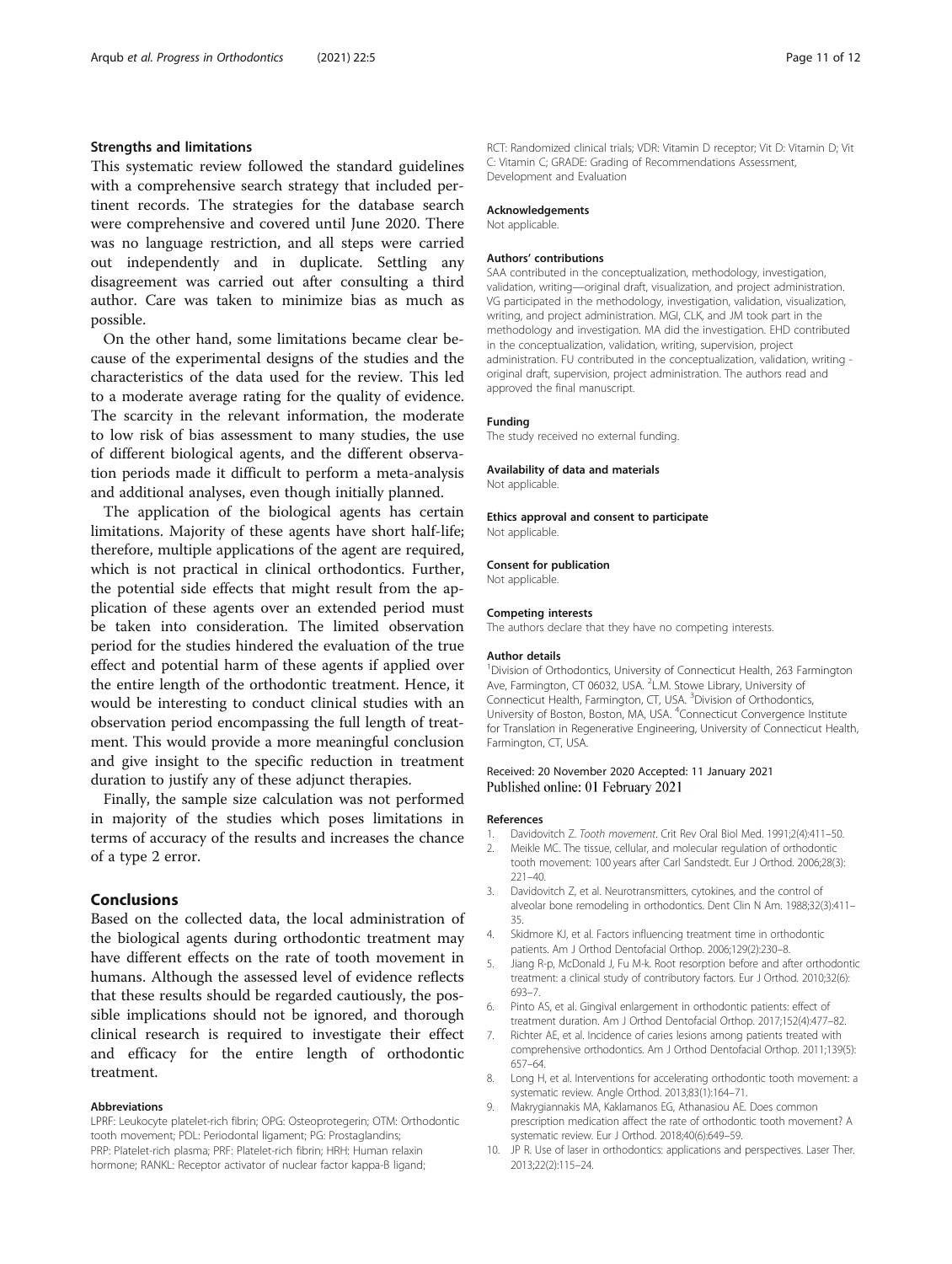### Strengths and limitations

This systematic review followed the standard guidelines with a comprehensive search strategy that included pertinent records. The strategies for the database search were comprehensive and covered until June 2020. There was no language restriction, and all steps were carried out independently and in duplicate. Settling any disagreement was carried out after consulting a third author. Care was taken to minimize bias as much as possible.

On the other hand, some limitations became clear because of the experimental designs of the studies and the characteristics of the data used for the review. This led to a moderate average rating for the quality of evidence. The scarcity in the relevant information, the moderate to low risk of bias assessment to many studies, the use of different biological agents, and the different observation periods made it difficult to perform a meta-analysis and additional analyses, even though initially planned.

The application of the biological agents has certain limitations. Majority of these agents have short half-life; therefore, multiple applications of the agent are required, which is not practical in clinical orthodontics. Further, the potential side effects that might result from the application of these agents over an extended period must be taken into consideration. The limited observation period for the studies hindered the evaluation of the true effect and potential harm of these agents if applied over the entire length of the orthodontic treatment. Hence, it would be interesting to conduct clinical studies with an observation period encompassing the full length of treatment. This would provide a more meaningful conclusion and give insight to the specific reduction in treatment duration to justify any of these adjunct therapies.

Finally, the sample size calculation was not performed in majority of the studies which poses limitations in terms of accuracy of the results and increases the chance of a type 2 error.

## Conclusions

Based on the collected data, the local administration of the biological agents during orthodontic treatment may have different effects on the rate of tooth movement in humans. Although the assessed level of evidence reflects that these results should be regarded cautiously, the possible implications should not be ignored, and thorough clinical research is required to investigate their effect and efficacy for the entire length of orthodontic treatment.

#### Abbreviations

LPRF: Leukocyte platelet-rich fibrin; OPG: Osteoprotegerin; OTM: Orthodontic tooth movement; PDL: Periodontal ligament; PG: Prostaglandins; PRP: Platelet-rich plasma; PRF: Platelet-rich fibrin; HRH: Human relaxin hormone; RANKL: Receptor activator of nuclear factor kappa-B ligand; RCT: Randomized clinical trials; VDR: Vitamin D receptor; Vit D: Vitamin D; Vit C: Vitamin C; GRADE: Grading of Recommendations Assessment, Development and Evaluation

#### Acknowledgements

Not applicable.

#### Authors' contributions

SAA contributed in the conceptualization, methodology, investigation, validation, writing—original draft, visualization, and project administration. VG participated in the methodology, investigation, validation, visualization, writing, and project administration. MGI, CLK, and JM took part in the methodology and investigation. MA did the investigation. EHD contributed in the conceptualization, validation, writing, supervision, project administration. FU contributed in the conceptualization, validation, writing - original draft, supervision, project administration. The authors read and approved the final manuscript.

#### Funding

The study received no external funding.

#### Availability of data and materials

Not applicable.

#### Ethics approval and consent to participate

Not applicable.

#### Consent for publication

Not applicable.

#### Competing interests

The authors declare that they have no competing interests.

#### Author details

[1]Division of Orthodontics, University of Connecticut Health, 263 Farmington Ave, Farmington, CT 06032, USA. [2]L.M. Stowe Library, University of Connecticut Health, Farmington, CT, USA. [3]Division of Orthodontics, University of Boston, Boston, MA, USA. [4]Connecticut Convergence Institute for Translation in Regenerative Engineering, University of Connecticut Health, Farmington, CT, USA.

Received: 20 November 2020 Accepted: 11 January 2021
Published online: 01 February 2021

#### References

1. Davidovitch Z. *Tooth movement*. Crit Rev Oral Biol Med. 1991;2(4):411–50.
2. Meikle MC. The tissue, cellular, and molecular regulation of orthodontic tooth movement: 100 years after Carl Sandstedt. Eur J Orthod. 2006;28(3): 221–40.
3. Davidovitch Z, et al. Neurotransmitters, cytokines, and the control of alveolar bone remodeling in orthodontics. Dent Clin N Am. 1988;32(3):411–35.
4. Skidmore KJ, et al. Factors influencing treatment time in orthodontic patients. Am J Orthod Dentofacial Orthop. 2006;129(2):230–8.
5. Jiang R-p, McDonald J, Fu M-k. Root resorption before and after orthodontic treatment: a clinical study of contributory factors. Eur J Orthod. 2010;32(6): 693–7.
6. Pinto AS, et al. Gingival enlargement in orthodontic patients: effect of treatment duration. Am J Orthod Dentofacial Orthop. 2017;152(4):477–82.
7. Richter AE, et al. Incidence of caries lesions among patients treated with comprehensive orthodontics. Am J Orthod Dentofacial Orthop. 2011;139(5): 657–64.
8. Long H, et al. Interventions for accelerating orthodontic tooth movement: a systematic review. Angle Orthod. 2013;83(1):164–71.
9. Makrygiannakis MA, Kaklamanos EG, Athanasiou AE. Does common prescription medication affect the rate of orthodontic tooth movement? A systematic review. Eur J Orthod. 2018;40(6):649–59.
10. JP R. Use of laser in orthodontics: applications and perspectives. Laser Ther. 2013;22(2):115–24.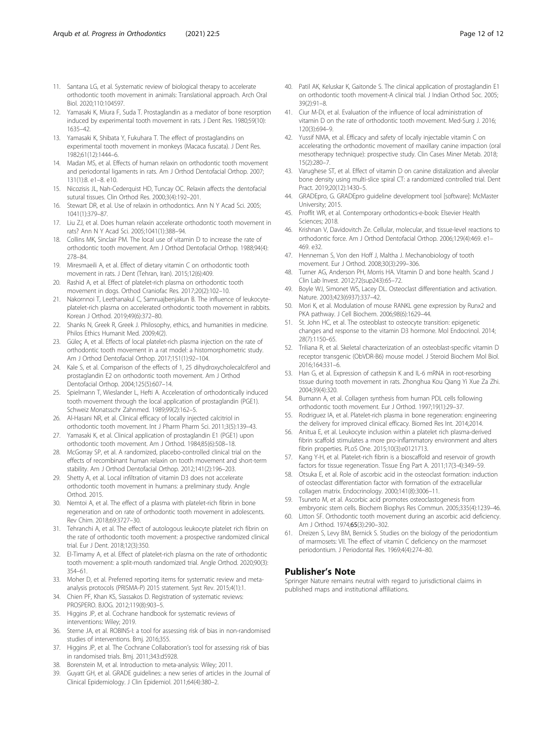11. Santana LG, et al. Systematic review of biological therapy to accelerate orthodontic tooth movement in animals: Translational approach. Arch Oral Biol. 2020;110:104597.
12. Yamasaki K, Miura F, Suda T. Prostaglandin as a mediator of bone resorption induced by experimental tooth movement in rats. J Dent Res. 1980;59(10): 1635–42.
13. Yamasaki K, Shibata Y, Fukuhara T. The effect of prostaglandins on experimental tooth movement in monkeys (Macaca fuscata). J Dent Res. 1982;61(12):1444–6.
14. Madan MS, et al. Effects of human relaxin on orthodontic tooth movement and periodontal ligaments in rats. Am J Orthod Dentofacial Orthop. 2007; 131(1):8. e1–8. e10.
15. Nicozisis JL, Nah-Cederquist HD, Tuncay OC. Relaxin affects the dentofacial sutural tissues. Clin Orthod Res. 2000;3(4):192–201.
16. Stewart DR, et al. Use of relaxin in orthodontics. Ann N Y Acad Sci. 2005; 1041(1):379–87.
17. Liu ZJ, et al. Does human relaxin accelerate orthodontic tooth movement in rats? Ann N Y Acad Sci. 2005;1041(1):388–94.
18. Collins MK, Sinclair PM. The local use of vitamin D to increase the rate of orthodontic tooth movement. Am J Orthod Dentofacial Orthop. 1988;94(4): 278–84.
19. Miresmaeili A, et al. Effect of dietary vitamin C on orthodontic tooth movement in rats. J Dent (Tehran, Iran). 2015;12(6):409.
20. Rashid A, et al. Effect of platelet-rich plasma on orthodontic tooth movement in dogs. Orthod Craniofac Res. 2017;20(2):102–10.
21. Nakornnoi T, Leethanakul C, Samruajbenjakun B. The influence of leukocyte-platelet-rich plasma on accelerated orthodontic tooth movement in rabbits. Korean J Orthod. 2019;49(6):372–80.
22. Shanks N, Greek R, Greek J. Philosophy, ethics, and humanities in medicine. Philos Ethics Humanit Med. 2009;4(2).
23. Güleç A, et al. Effects of local platelet-rich plasma injection on the rate of orthodontic tooth movement in a rat model: a histomorphometric study. Am J Orthod Dentofacial Orthop. 2017;151(1):92–104.
24. Kale S, et al. Comparison of the effects of 1, 25 dihydroxycholecalciferol and prostaglandin E2 on orthodontic tooth movement. Am J Orthod Dentofacial Orthop. 2004;125(5):607–14.
25. Spielmann T, Wieslander L, Hefti A. Acceleration of orthodontically induced tooth movement through the local application of prostaglandin (PGE1). Schweiz Monatsschr Zahnmed. 1989;99(2):162–5.
26. Al-Hasani NR, et al. Clinical efficacy of locally injected calcitriol in orthodontic tooth movement. Int J Pharm Pharm Sci. 2011;3(5):139–43.
27. Yamasaki K, et al. Clinical application of prostaglandin E1 (PGE1) upon orthodontic tooth movement. Am J Orthod. 1984;85(6):508–18.
28. McGorray SP, et al. A randomized, placebo-controlled clinical trial on the effects of recombinant human relaxin on tooth movement and short-term stability. Am J Orthod Dentofacial Orthop. 2012;141(2):196–203.
29. Shetty A, et al. Local infiltration of vitamin D3 does not accelerate orthodontic tooth movement in humans: a preliminary study. Angle Orthod. 2015.
30. Nemtoi A, et al. The effect of a plasma with platelet-rich fibrin in bone regeneration and on rate of orthodontic tooth movement in adolescents. Rev Chim. 2018;69:3727–30.
31. Tehranchi A, et al. The effect of autologous leukocyte platelet rich fibrin on the rate of orthodontic tooth movement: a prospective randomized clinical trial. Eur J Dent. 2018;12(3):350.
32. El-Timamy A, et al. Effect of platelet-rich plasma on the rate of orthodontic tooth movement: a split-mouth randomized trial. Angle Orthod. 2020;90(3): 354–61.
33. Moher D, et al. Preferred reporting items for systematic review and meta-analysis protocols (PRISMA-P) 2015 statement. Syst Rev. 2015;4(1):1.
34. Chien PF, Khan KS, Siassakos D. Registration of systematic reviews: PROSPERO. BJOG. 2012;119(8):903–5.
35. Higgins JP, et al. Cochrane handbook for systematic reviews of interventions: Wiley; 2019.
36. Sterne JA, et al. ROBINS-I: a tool for assessing risk of bias in non-randomised studies of interventions. Bmj. 2016;355.
37. Higgins JP, et al. The Cochrane Collaboration's tool for assessing risk of bias in randomised trials. Bmj. 2011;343:d5928.
38. Borenstein M, et al. Introduction to meta-analysis: Wiley; 2011.
39. Guyatt GH, et al. GRADE guidelines: a new series of articles in the Journal of Clinical Epidemiology. J Clin Epidemiol. 2011;64(4):380–2.
40. Patil AK, Keluskar K, Gaitonde S. The clinical application of prostaglandin E1 on orthodontic tooth movement-A clinical trial. J Indian Orthod Soc. 2005; 39(2):91–8.
41. Ciur M-DI, et al. Evaluation of the influence of local administration of vitamin D on the rate of orthodontic tooth movement. Med-Surg J. 2016; 120(3):694–9.
42. Yussif NMA, et al. Efficacy and safety of locally injectable vitamin C on accelerating the orthodontic movement of maxillary canine impaction (oral mesotherapy technique): prospective study. Clin Cases Miner Metab. 2018; 15(2):280–7.
43. Varughese ST, et al. Effect of vitamin D on canine distalization and alveolar bone density using multi-slice spiral CT: a randomized controlled trial. Dent Pract. 2019;20(12):1430–5.
44. GRADEpro, G. GRADEpro guideline development tool [software]: McMaster University; 2015.
45. Proffit WR, et al. Contemporary orthodontics-e-book: Elsevier Health Sciences; 2018.
46. Krishnan V, Davidovitch Ze. Cellular, molecular, and tissue-level reactions to orthodontic force. Am J Orthod Dentofacial Orthop. 2006;129(4):469. e1–469. e32.
47. Henneman S, Von den Hoff J, Maltha J. Mechanobiology of tooth movement. Eur J Orthod. 2008;30(3):299–306.
48. Turner AG, Anderson PH, Morris HA. Vitamin D and bone health. Scand J Clin Lab Invest. 2012;72(sup243):65–72.
49. Boyle WJ, Simonet WS, Lacey DL. Osteoclast differentiation and activation. Nature. 2003;423(6937):337–42.
50. Mori K, et al. Modulation of mouse RANKL gene expression by Runx2 and PKA pathway. J Cell Biochem. 2006;98(6):1629–44.
51. St. John HC, et al. The osteoblast to osteocyte transition: epigenetic changes and response to the vitamin D3 hormone. Mol Endocrinol. 2014; 28(7):1150–65.
52. Triliana R, et al. Skeletal characterization of an osteoblast-specific vitamin D receptor transgenic (ObVDR-B6) mouse model. J Steroid Biochem Mol Biol. 2016;164:331–6.
53. Han G, et al. Expression of cathepsin K and IL-6 mRNA in root-resorbing tissue during tooth movement in rats. Zhonghua Kou Qiang Yi Xue Za Zhi. 2004;39(4):320.
54. Bumann A, et al. Collagen synthesis from human PDL cells following orthodontic tooth movement. Eur J Orthod. 1997;19(1):29–37.
55. Rodriguez IA, et al. Platelet-rich plasma in bone regeneration: engineering the delivery for improved clinical efficacy. Biomed Res Int. 2014;2014.
56. Anitua E, et al. Leukocyte inclusion within a platelet rich plasma-derived fibrin scaffold stimulates a more pro-inflammatory environment and alters fibrin properties. PLoS One. 2015;10(3):e0121713.
57. Kang Y-H, et al. Platelet-rich fibrin is a bioscaffold and reservoir of growth factors for tissue regeneration. Tissue Eng Part A. 2011;17(3-4):349–59.
58. Otsuka E, et al. Role of ascorbic acid in the osteoclast formation: induction of osteoclast differentiation factor with formation of the extracellular collagen matrix. Endocrinology. 2000;141(8):3006–11.
59. Tsuneto M, et al. Ascorbic acid promotes osteoclastogenesis from embryonic stem cells. Biochem Biophys Res Commun. 2005;335(4):1239–46.
60. Litton SF. Orthodontic tooth movement during an ascorbic acid deficiency. Am J Orthod. 1974;**65**(3):290–302.
61. Dreizen S, Levy BM, Bernick S. Studies on the biology of the periodontium of marmosets: VII. The effect of vitamin C deficiency on the marmoset periodontium. J Periodontal Res. 1969;4(4):274–80.

## Publisher's Note

Springer Nature remains neutral with regard to jurisdictional claims in published maps and institutional affiliations.